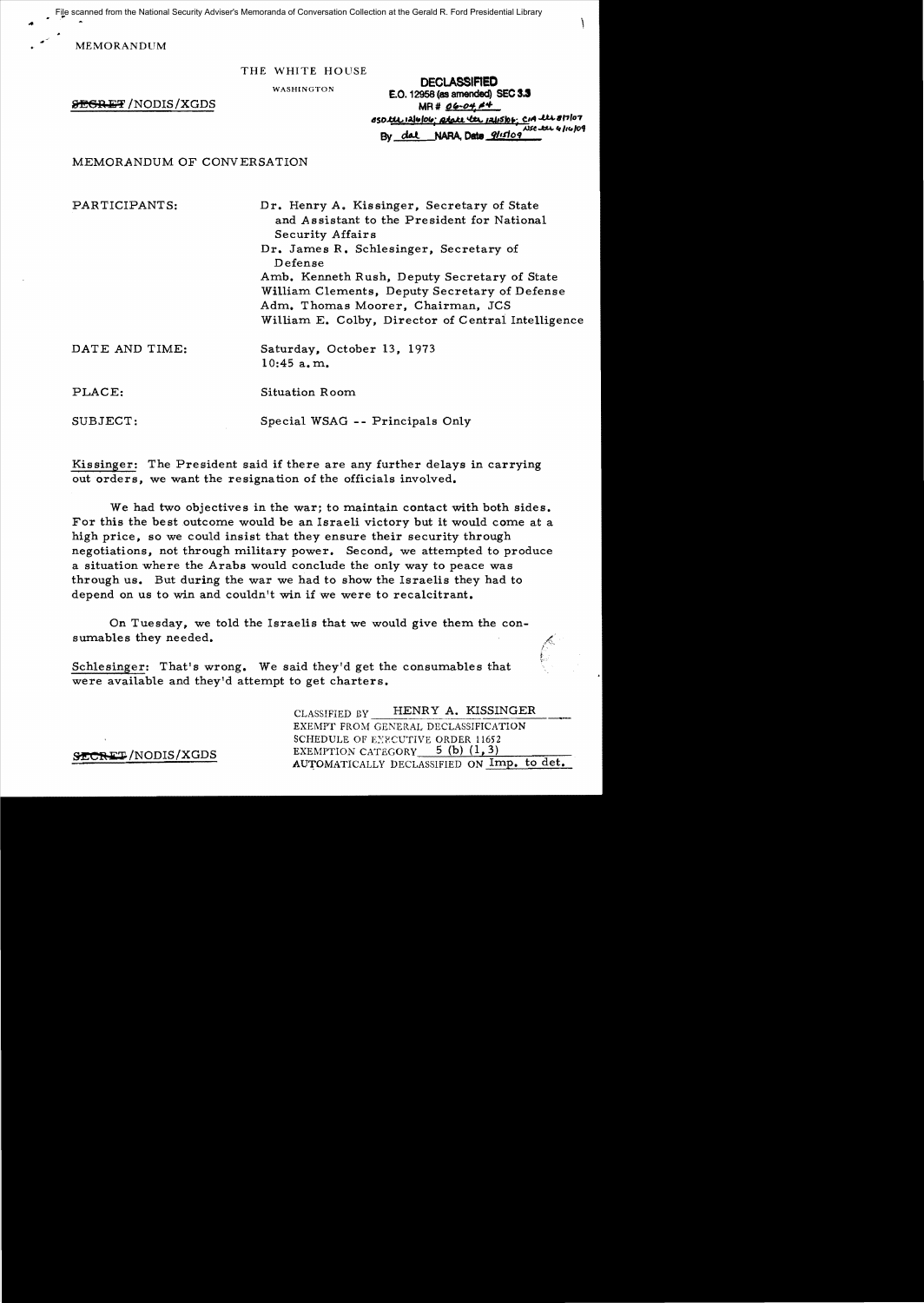File scanned from the National Security Adviser's Memoranda of Conversation Collection at the Gerald R. Ford Presidential Library

MEMORANDUM

THE WHITE HOUSE

WASHINGTON

~~SECRET~~/NODIS/XGDS

**DECLASSIFIED**
**E.O. 12958 (as amended) SEC 3.3**
**MR # 06-04 #4**
OSD ltr 12/6/06; State ltr 12/15/06; CIA ltr 8/17/07; NSC ltr 4/16/09
By dal NARA, Date 9/15/09

MEMORANDUM OF CONVERSATION

PARTICIPANTS:
- Dr. Henry A. Kissinger, Secretary of State and Assistant to the President for National Security Affairs
- Dr. James R. Schlesinger, Secretary of Defense
- Amb. Kenneth Rush, Deputy Secretary of State
- William Clements, Deputy Secretary of Defense
- Adm. Thomas Moorer, Chairman, JCS
- William E. Colby, Director of Central Intelligence

DATE AND TIME: Saturday, October 13, 1973, 10:45 a.m.

PLACE: Situation Room

SUBJECT: Special WSAG -- Principals Only

Kissinger: The President said if there are any further delays in carrying out orders, we want the resignation of the officials involved.

We had two objectives in the war; to maintain contact with both sides. For this the best outcome would be an Israeli victory but it would come at a high price, so we could insist that they ensure their security through negotiations, not through military power. Second, we attempted to produce a situation where the Arabs would conclude the only way to peace was through us. But during the war we had to show the Israelis they had to depend on us to win and couldn't win if we were to recalcitrant.

On Tuesday, we told the Israelis that we would give them the consumables they needed.

Schlesinger: That's wrong. We said they'd get the consumables that were available and they'd attempt to get charters.

CLASSIFIED BY HENRY A. KISSINGER
EXEMPT FROM GENERAL DECLASSIFICATION SCHEDULE OF EXECUTIVE ORDER 11652
EXEMPTION CATEGORY 5 (b) (1, 3)
AUTOMATICALLY DECLASSIFIED ON Imp. to det.

~~SECRET~~/NODIS/XGDS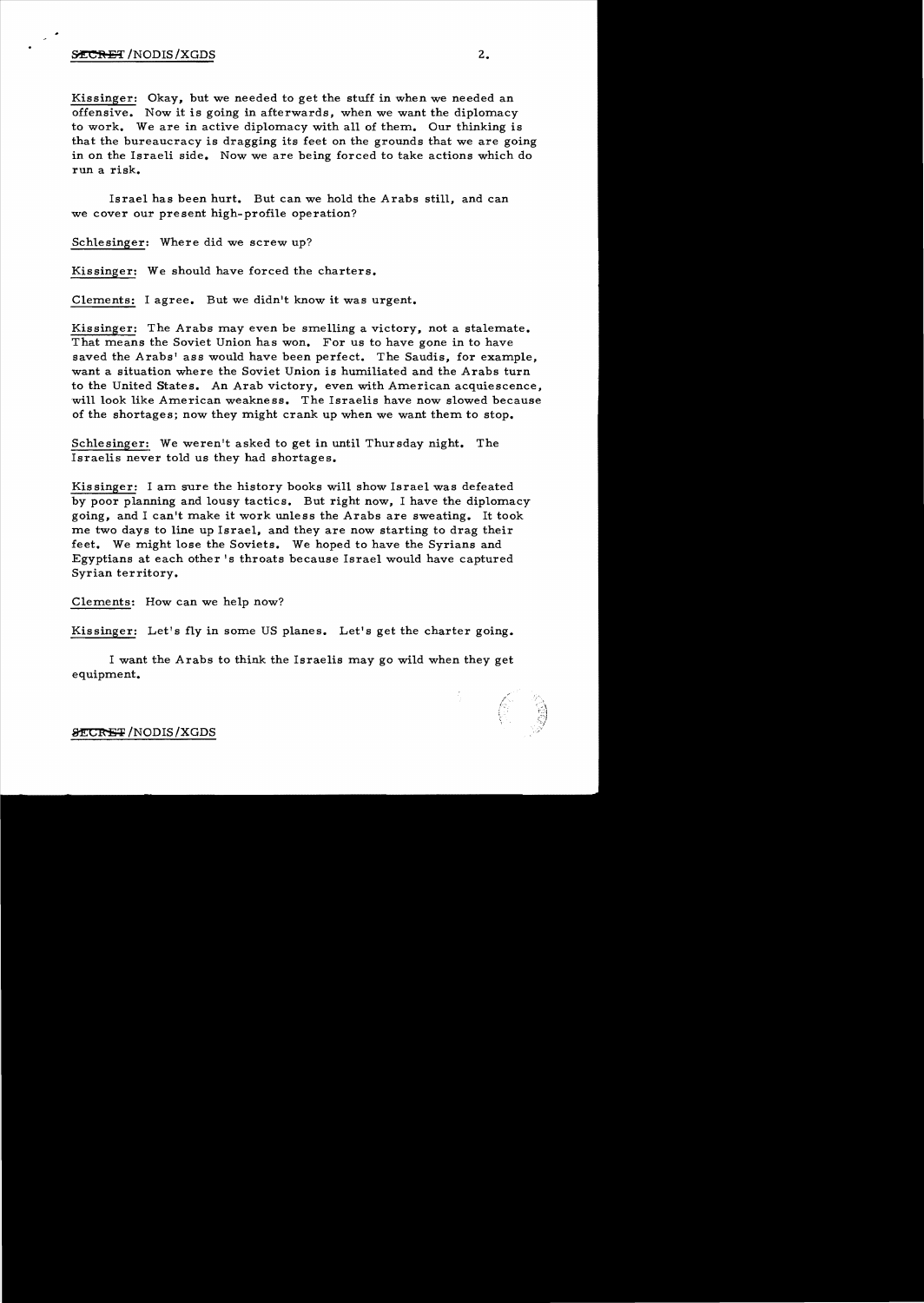Kissinger: Okay, but we needed to get the stuff in when we needed an offensive. Now it is going in afterwards, when we want the diplomacy to work. We are in active diplomacy with all of them. Our thinking is that the bureaucracy is dragging its feet on the grounds that we are going in on the Israeli side. Now we are being forced to take actions which do run a risk.

Israel has been hurt. But can we hold the Arabs still, and can we cover our present high-profile operation?

Schlesinger: Where did we screw up?

Kissinger: We should have forced the charters.

Clements: I agree. But we didn't know it was urgent.

Kissinger: The Arabs may even be smelling a victory, not a stalemate. That means the Soviet Union has won. For us to have gone in to have saved the Arabs' ass would have been perfect. The Saudis, for example, want a situation where the Soviet Union is humiliated and the Arabs turn to the United States. An Arab victory, even with American acquiescence, will look like American weakness. The Israelis have now slowed because of the shortages; now they might crank up when we want them to stop.

Schlesinger: We weren't asked to get in until Thursday night. The Israelis never told us they had shortages.

Kissinger: I am sure the history books will show Israel was defeated by poor planning and lousy tactics. But right now, I have the diplomacy going, and I can't make it work unless the Arabs are sweating. It took me two days to line up Israel, and they are now starting to drag their feet. We might lose the Soviets. We hoped to have the Syrians and Egyptians at each other's throats because Israel would have captured Syrian territory.

Clements: How can we help now?

Kissinger: Let's fly in some US planes. Let's get the charter going.

I want the Arabs to think the Israelis may go wild when they get equipment.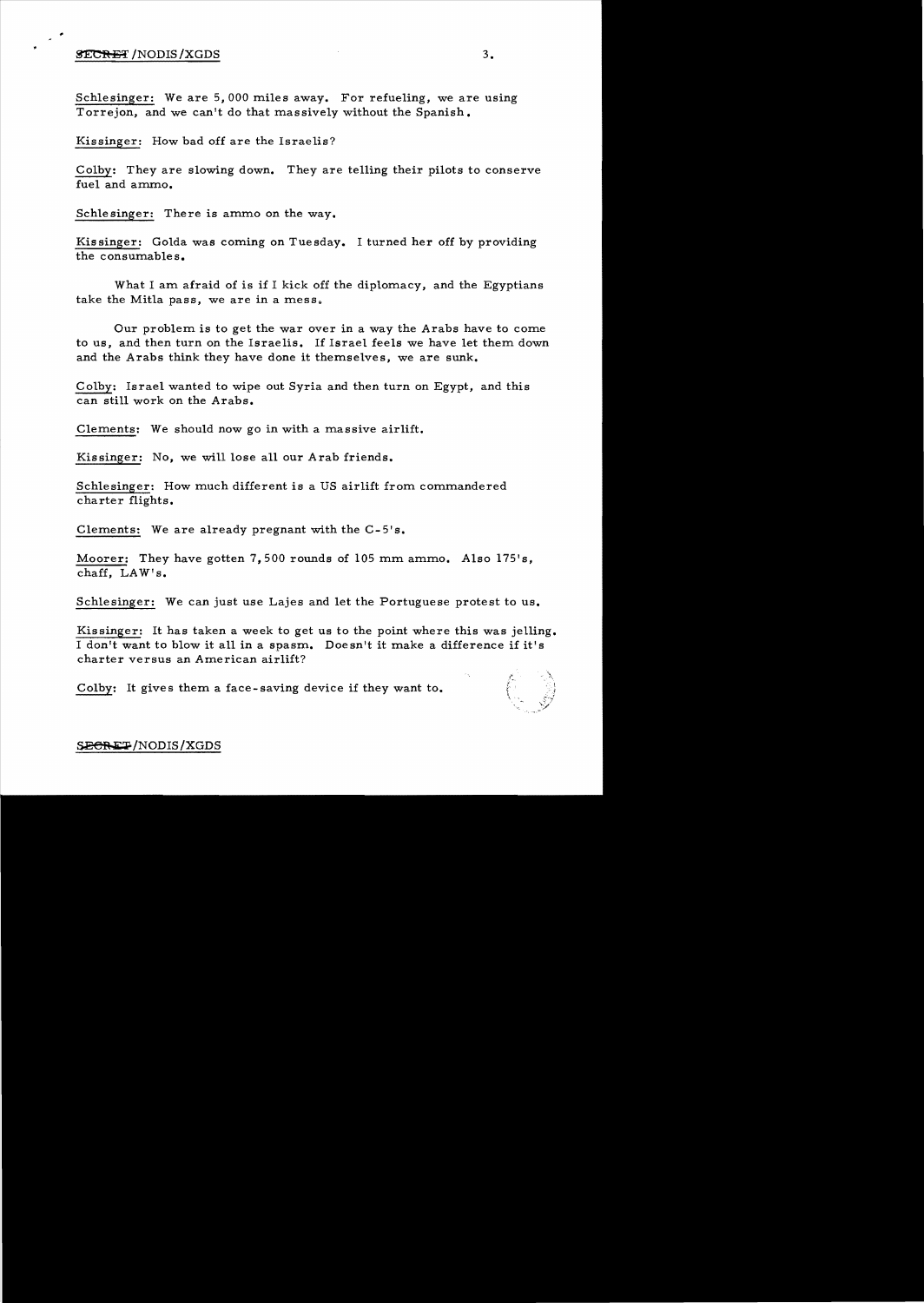Schlesinger: We are 5,000 miles away. For refueling, we are using Torrejon, and we can't do that massively without the Spanish.

Kissinger: How bad off are the Israelis?

Colby: They are slowing down. They are telling their pilots to conserve fuel and ammo.

Schlesinger: There is ammo on the way.

Kissinger: Golda was coming on Tuesday. I turned her off by providing the consumables.

What I am afraid of is if I kick off the diplomacy, and the Egyptians take the Mitla pass, we are in a mess.

Our problem is to get the war over in a way the Arabs have to come to us, and then turn on the Israelis. If Israel feels we have let them down and the Arabs think they have done it themselves, we are sunk.

Colby: Israel wanted to wipe out Syria and then turn on Egypt, and this can still work on the Arabs.

Clements: We should now go in with a massive airlift.

Kissinger: No, we will lose all our Arab friends.

Schlesinger: How much different is a US airlift from commandered charter flights.

Clements: We are already pregnant with the C-5's.

Moorer: They have gotten 7,500 rounds of 105 mm ammo. Also 175's, chaff, LAW's.

Schlesinger: We can just use Lajes and let the Portuguese protest to us.

Kissinger: It has taken a week to get us to the point where this was jelling. I don't want to blow it all in a spasm. Doesn't it make a difference if it's charter versus an American airlift?

Colby: It gives them a face-saving device if they want to.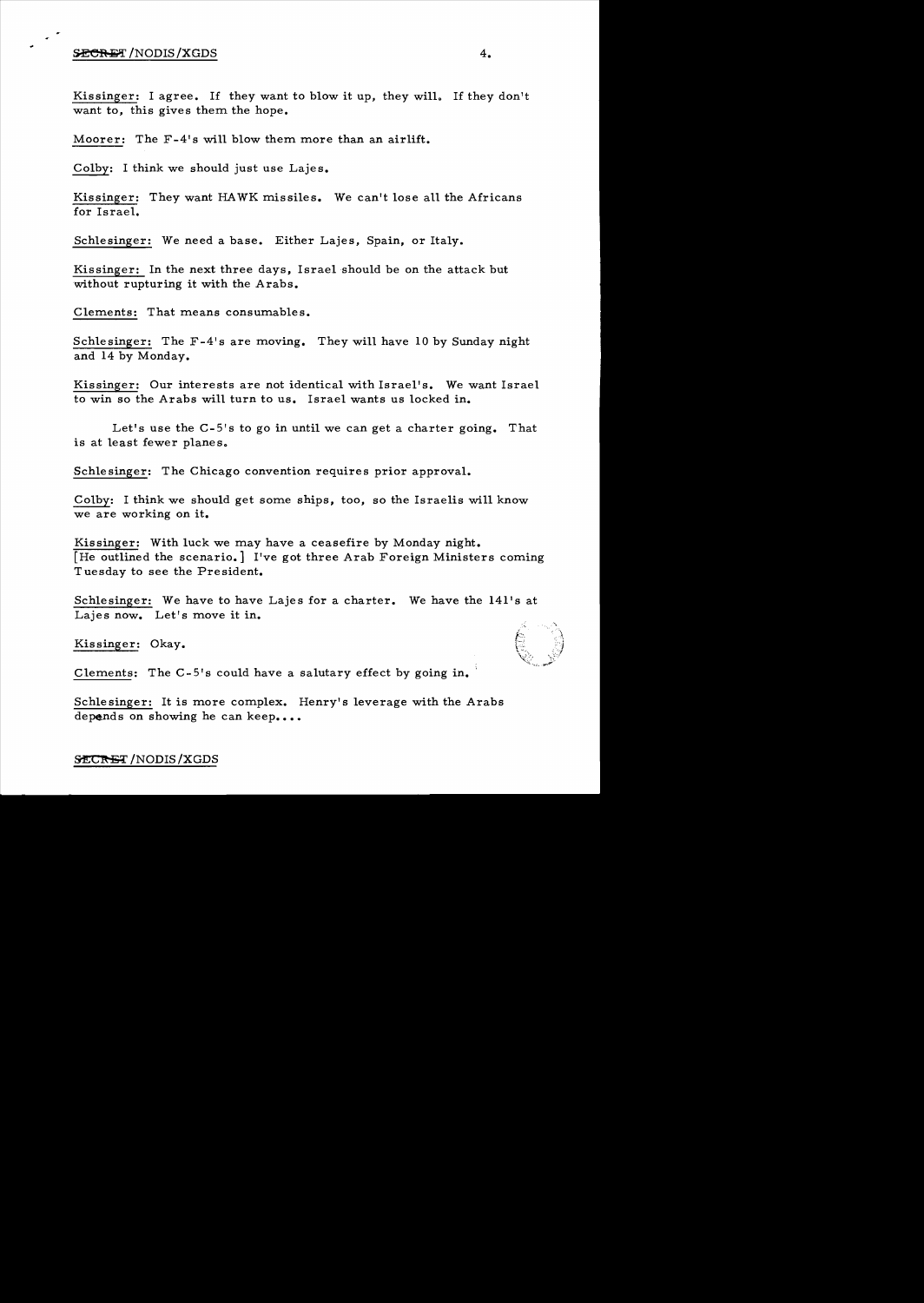Kissinger: I agree. If they want to blow it up, they will. If they don't want to, this gives them the hope.

Moorer: The F-4's will blow them more than an airlift.

Colby: I think we should just use Lajes.

Kissinger: They want HAWK missiles. We can't lose all the Africans for Israel.

Schlesinger: We need a base. Either Lajes, Spain, or Italy.

Kissinger: In the next three days, Israel should be on the attack but without rupturing it with the Arabs.

Clements: That means consumables.

Schlesinger: The F-4's are moving. They will have 10 by Sunday night and 14 by Monday.

Kissinger: Our interests are not identical with Israel's. We want Israel to win so the Arabs will turn to us. Israel wants us locked in.

Let's use the C-5's to go in until we can get a charter going. That is at least fewer planes.

Schlesinger: The Chicago convention requires prior approval.

Colby: I think we should get some ships, too, so the Israelis will know we are working on it.

Kissinger: With luck we may have a ceasefire by Monday night. [He outlined the scenario.] I've got three Arab Foreign Ministers coming Tuesday to see the President.

Schlesinger: We have to have Lajes for a charter. We have the 141's at Lajes now. Let's move it in.

Kissinger: Okay.

Clements: The C-5's could have a salutary effect by going in.

Schlesinger: It is more complex. Henry's leverage with the Arabs depends on showing he can keep....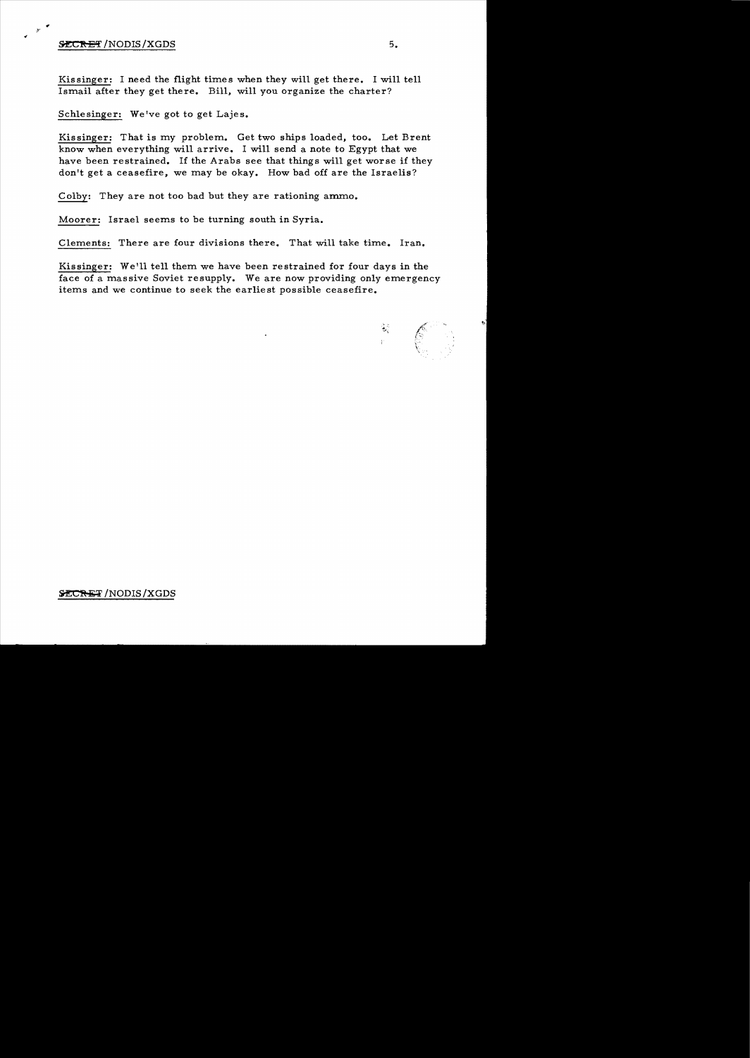Kissinger: I need the flight times when they will get there. I will tell Ismail after they get there. Bill, will you organize the charter?

Schlesinger: We've got to get Lajes.

Kissinger: That is my problem. Get two ships loaded, too. Let Brent know when everything will arrive. I will send a note to Egypt that we have been restrained. If the Arabs see that things will get worse if they don't get a ceasefire, we may be okay. How bad off are the Israelis?

Colby: They are not too bad but they are rationing ammo.

Moorer: Israel seems to be turning south in Syria.

Clements: There are four divisions there. That will take time. Iran.

Kissinger: We'll tell them we have been restrained for four days in the face of a massive Soviet resupply. We are now providing only emergency items and we continue to seek the earliest possible ceasefire.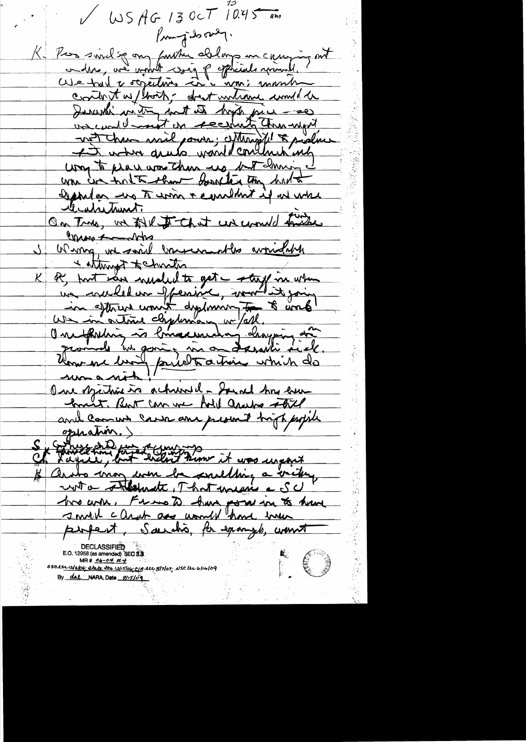✓ WSAG 13 OCT 10:45 am

75

Pumpjosong.

K. Pres said if any further delays in carrying out orders, we want copy of officials named.
We had 2 objectives in 2 wars: maintain contact w/ both; – direct intervene would be Israeli victory but at high price – so we could insist on security through Israel not thru Arab power; ultimately to produce a situation Arabs would conclude only way to peace was thru us. But during war we had to show Soviets they had to depend on us to win & couldn't if we were obstinate.
On Tues, we told I that we would take over & do this

S. Wrong, we said Soviet would be avoided & attempt to chastise

K. R, but saw needed to get stuff in when we needed our offensive, wouldn't it going in after war wouldn't diplomacy. – & work
We in active diplomacy w/ all.
One of the things is broadening & changing the grounds we going in on Israeli side.
How we are priced to action which do not a lot.
One objective is achieved – Israel has been hurt. But can we hold Arabs & still and can we save our present high profile operation.

S. [illegible] but didn't know it was urgent

K. Arabs may even be swelling a victory not a stalemate. That means a SC
[illegible] Frost to have power in to have I until c Arab are would have been perfect. Saudis, for example, want

DECLASSIFIED
E.O. 12958 (as amended) SEC 3.3
MR # 06-04, #4
OSD ltr 12/6/06; State ltr 12/15/06; CIA ltr 5/7/07; NSC ltr 6/16/09
By dal NARA, Date 9/15/09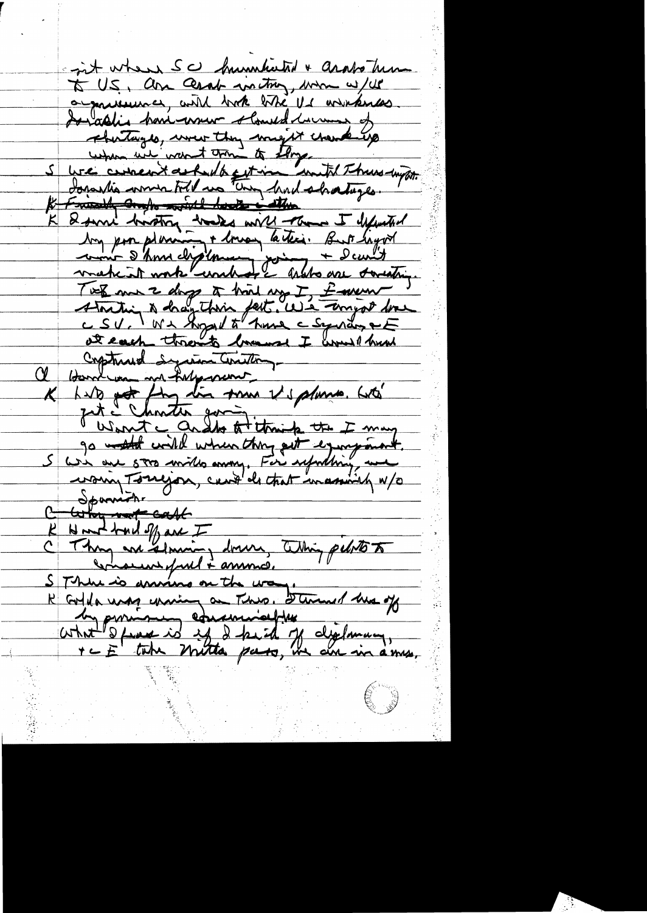- it when SU humiliated + Arabs turn to US. An Arab victory, even w/US acquiescence, would look like US weakness. Israelis have never claimed lack of shortages, now they might crack up when we want them to stop.

S We can't ask before getting in until Thurs night. Israelis never told us they had shortages.

~~K Friendly Arabs would look at this~~

K I think history looks well than I expected by our planning + bureaucratic tactics. But beyond now I have diplomacy going + I can't make it work unless the Arabs are sweating. Took me 2 days to bind up I, Egyptian starting to drag their feet. We might lose c SU. We hoped to have c Syrians + E at each throats because I would have captured Syrian territory.

C Damascus not harmed.

K 1/10 got flying time from US planes. Let's get c Charter going.

Want c Arabs to think that I may go ~~ahead~~ wild when they get equipment.

S We are 5700 miles away. For refueling, we using Torrejon, can't do that massively w/o Spanish.

~~C Why not cash~~

K How bad off are I

C They are slowing down, telling pilots to conserve fuel + ammo.

S There is ammo on the way.

K Golda was crying on Thurs. Stunned her off by promising ~~economically~~ [?]

What I fear is if I kick off diplomacy, + c E take Mitla pass, we are in a mess.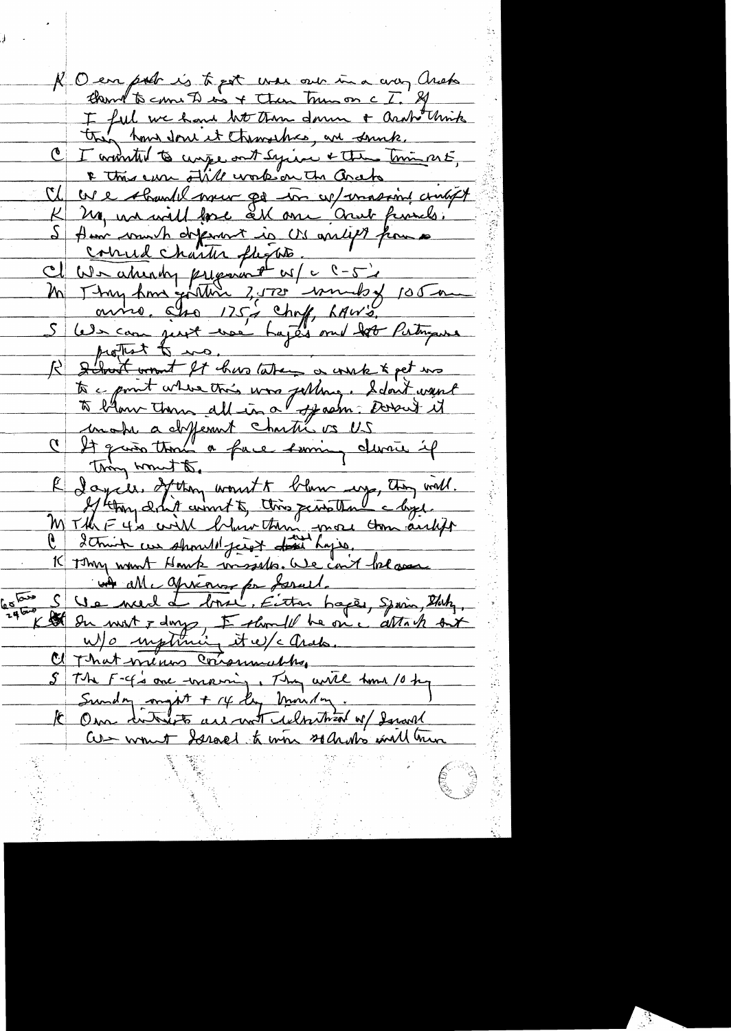K Our job is to get war over in a way Arabs think the cease fire is & then turn on c I. If I feel we have hit them down & Arabs think they have done it themselves, we sunk.

C I wanted to urge out Syria & then turn on E, & this can still work on the Arabs

Cl We should never go in w/ massive airlift

K No, we will lose all our Arab friends.

S How much different is US airlift from a civil charter flights.

Cl We already prepared w/ c C-5's

M They have gotten 2,500 rounds of 105 mm ammo. Also 125 chaff, LAW's.

S We can just use Lajes and let Portugal protest to us.

K I don't want it to have taken a week & get us to a point where this was falling. I don't want to blow them all in a spasm. Doesn't it make a different character vs US

C It gives them a face saving device if they want to.

K Lajes. If they want to blow up, they will. If they don't want to, this gives them a hope.

M The F-4's will blow them more than airlift

C I think we should just do Lajes.

K They want Hawk missiles. We can't release all Americans for Israel.

60 tons
24 tons

S We need a base. Either Lajes, Spain, Italy.

K In next 7 days, I should be on c attack but w/o implicating it w/ c Arabs.

Cl That means Commercials.

S The F-4's are moving. They will have 10 by Sunday night & 14 by Monday.

K Our interests are not identical w/ Israel. We want Israel to win so Arabs will turn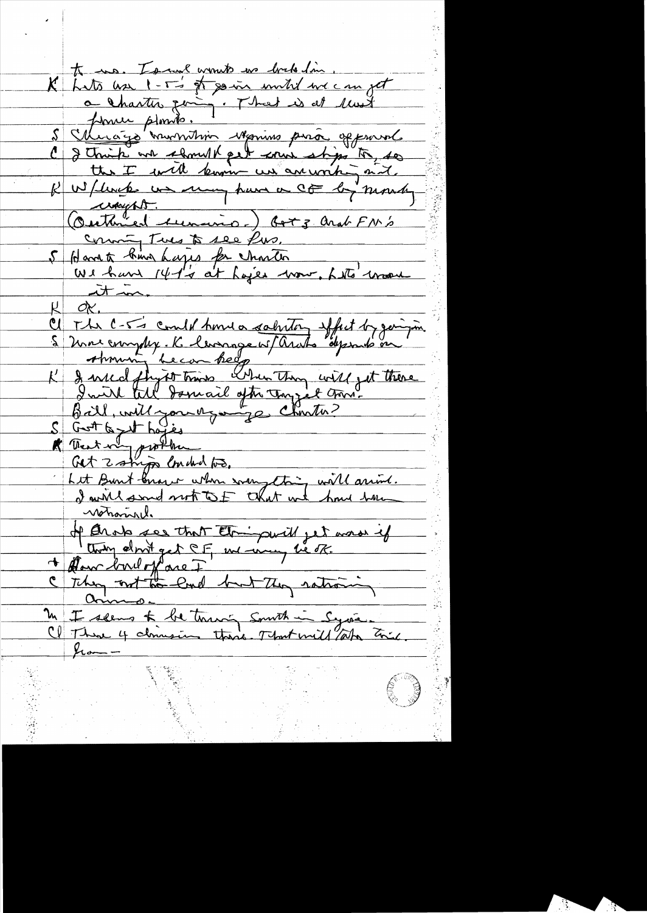to us. Israel wants us to help him.

K Lets use C-5's to go in until we can get a charter going. That is at least fewer planes.

S Chicago munition Weapons prior approval

C I think we should get some ships too, so that I will know we are working on it.

K W/luck we may have a CF by monday night.

(Outlined scenario.) Got 3 Arab FM's coming Tues to see Pres.

S Have to hire Lajes for charter. We have 141's at Lajes now. Lets move it in.

K OK.

Cl The C-5's could have a salutary effect by going in.

S More complex. K leverage w/Arabs depends on showing he can help.

K I need flight times. When they will get there. I will tell Dinitz after they get there.

Bill, will you arrange charter?

S Got to get Lajes

K That is my problem

Get 2 ships loaded too.

Let Bunt know when everything will arrive.

I will send note to F that we have been notarized.

If Arabs see that Israel will get more if they don't get CF, we may be OK.

+ How bad off are I

C They not too bad but they rationing ammo.

M I seems to be moving South in Syria.

Cl Three 4 divisions there. That will take time.

From –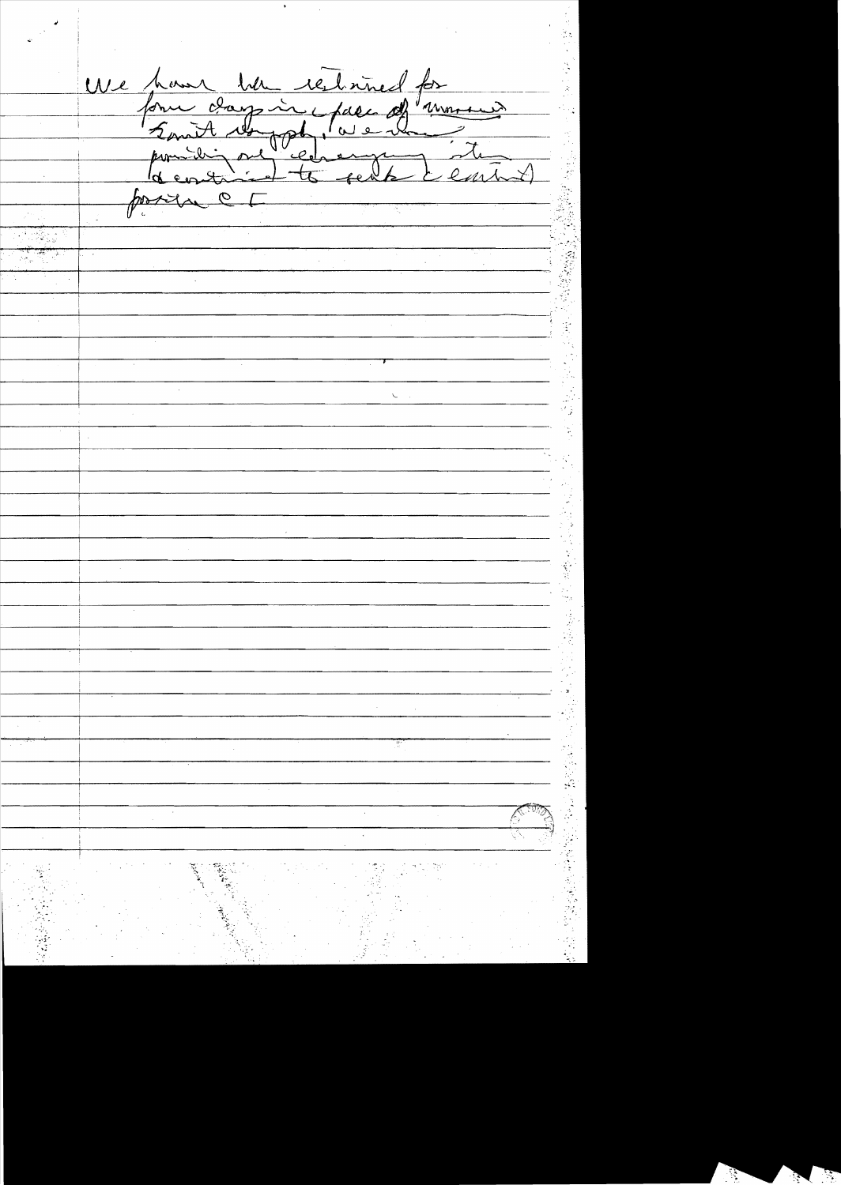We have been detained for four days in place of Mercer Smith [illegible]. We are providing [illegible] [illegible] [illegible] contained [illegible] [illegible] [illegible] position CF